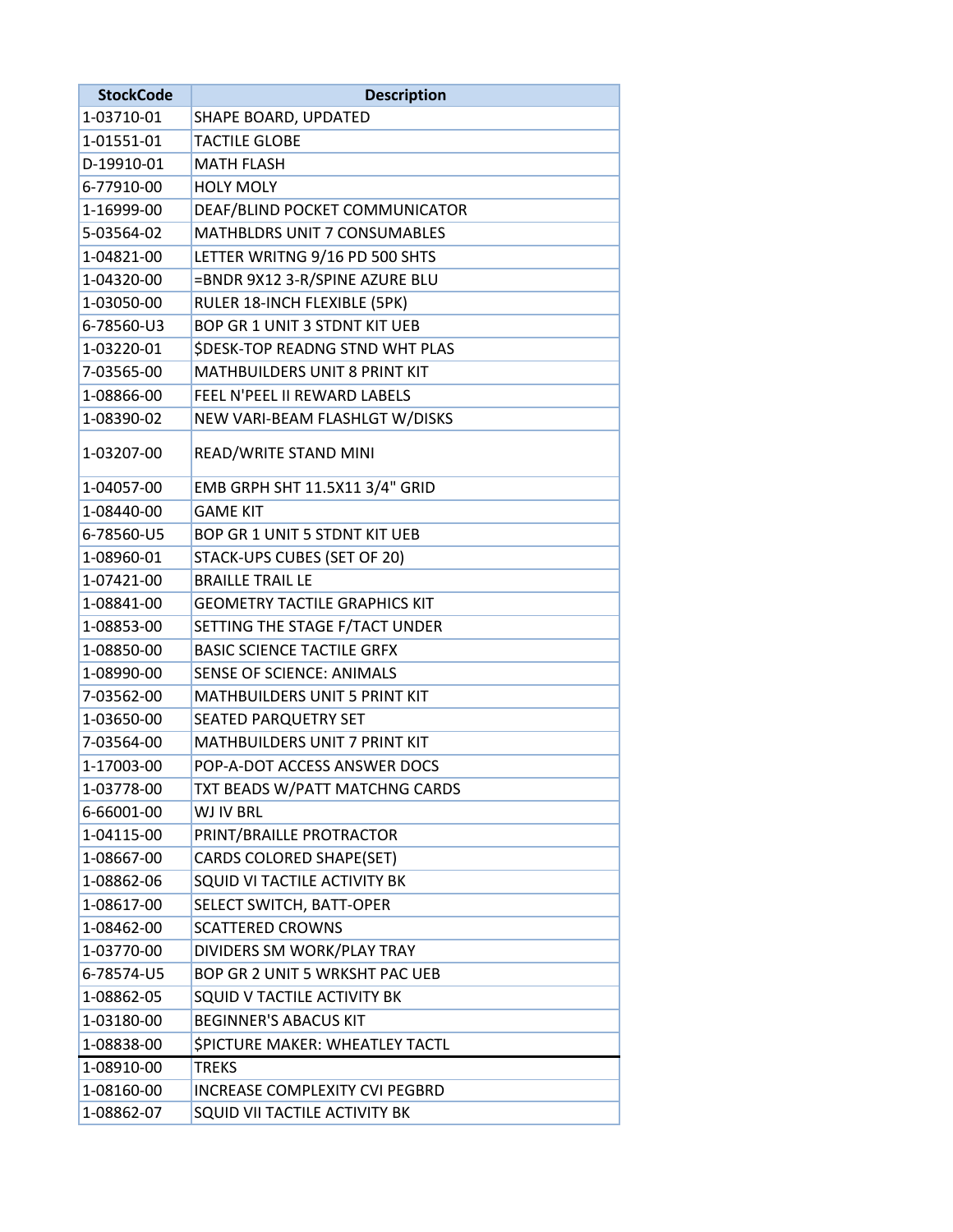| StockCode | Description |
| --- | --- |
| 1-03710-01 | SHAPE BOARD, UPDATED |
| 1-01551-01 | TACTILE GLOBE |
| D-19910-01 | MATH FLASH |
| 6-77910-00 | HOLY MOLY |
| 1-16999-00 | DEAF/BLIND POCKET COMMUNICATOR |
| 5-03564-02 | MATHBLDRS UNIT 7 CONSUMABLES |
| 1-04821-00 | LETTER WRITNG 9/16 PD 500 SHTS |
| 1-04320-00 | =BNDR 9X12 3-R/SPINE AZURE BLU |
| 1-03050-00 | RULER 18-INCH FLEXIBLE (5PK) |
| 6-78560-U3 | BOP GR 1 UNIT 3 STDNT KIT UEB |
| 1-03220-01 | $DESK-TOP READNG STND WHT PLAS |
| 7-03565-00 | MATHBUILDERS UNIT 8 PRINT KIT |
| 1-08866-00 | FEEL N'PEEL II REWARD LABELS |
| 1-08390-02 | NEW VARI-BEAM FLASHLGT W/DISKS |
| 1-03207-00 | READ/WRITE STAND MINI |
| 1-04057-00 | EMB GRPH SHT 11.5X11 3/4" GRID |
| 1-08440-00 | GAME KIT |
| 6-78560-U5 | BOP GR 1 UNIT 5 STDNT KIT UEB |
| 1-08960-01 | STACK-UPS CUBES (SET OF 20) |
| 1-07421-00 | BRAILLE TRAIL LE |
| 1-08841-00 | GEOMETRY TACTILE GRAPHICS KIT |
| 1-08853-00 | SETTING THE STAGE F/TACT UNDER |
| 1-08850-00 | BASIC SCIENCE TACTILE GRFX |
| 1-08990-00 | SENSE OF SCIENCE: ANIMALS |
| 7-03562-00 | MATHBUILDERS UNIT 5 PRINT KIT |
| 1-03650-00 | SEATED PARQUETRY SET |
| 7-03564-00 | MATHBUILDERS UNIT 7 PRINT KIT |
| 1-17003-00 | POP-A-DOT ACCESS ANSWER DOCS |
| 1-03778-00 | TXT BEADS W/PATT MATCHNG CARDS |
| 6-66001-00 | WJ IV BRL |
| 1-04115-00 | PRINT/BRAILLE PROTRACTOR |
| 1-08667-00 | CARDS COLORED SHAPE(SET) |
| 1-08862-06 | SQUID VI TACTILE ACTIVITY BK |
| 1-08617-00 | SELECT SWITCH, BATT-OPER |
| 1-08462-00 | SCATTERED CROWNS |
| 1-03770-00 | DIVIDERS SM WORK/PLAY TRAY |
| 6-78574-U5 | BOP GR 2 UNIT 5 WRKSHT PAC UEB |
| 1-08862-05 | SQUID V TACTILE ACTIVITY BK |
| 1-03180-00 | BEGINNER'S ABACUS KIT |
| 1-08838-00 | $PICTURE MAKER: WHEATLEY TACTL |
| 1-08910-00 | TREKS |
| 1-08160-00 | INCREASE COMPLEXITY CVI PEGBRD |
| 1-08862-07 | SQUID VII TACTILE ACTIVITY BK |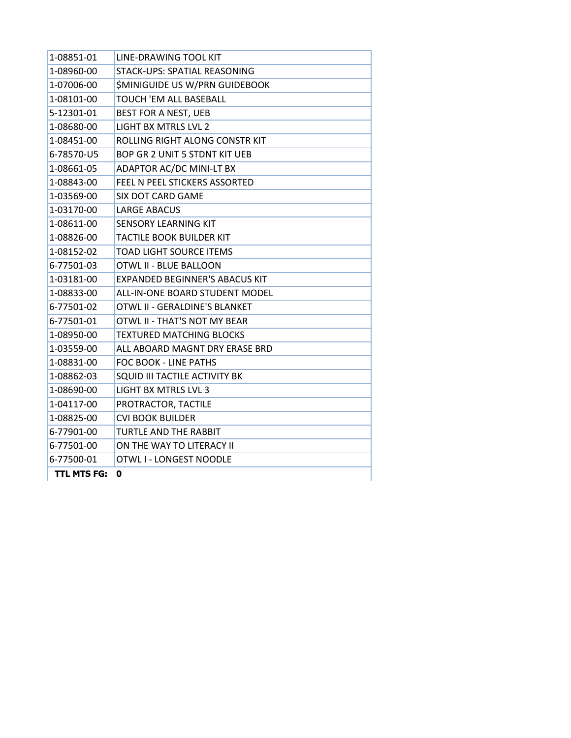| | |
|---|---|
| 1-08851-01 | LINE-DRAWING TOOL KIT |
| 1-08960-00 | STACK-UPS: SPATIAL REASONING |
| 1-07006-00 | $MINIGUIDE US W/PRN GUIDEBOOK |
| 1-08101-00 | TOUCH 'EM ALL BASEBALL |
| 5-12301-01 | BEST FOR A NEST, UEB |
| 1-08680-00 | LIGHT BX MTRLS LVL 2 |
| 1-08451-00 | ROLLING RIGHT ALONG CONSTR KIT |
| 6-78570-U5 | BOP GR 2 UNIT 5 STDNT KIT UEB |
| 1-08661-05 | ADAPTOR AC/DC MINI-LT BX |
| 1-08843-00 | FEEL N PEEL STICKERS ASSORTED |
| 1-03569-00 | SIX DOT CARD GAME |
| 1-03170-00 | LARGE ABACUS |
| 1-08611-00 | SENSORY LEARNING KIT |
| 1-08826-00 | TACTILE BOOK BUILDER KIT |
| 1-08152-02 | TOAD LIGHT SOURCE ITEMS |
| 6-77501-03 | OTWL II - BLUE BALLOON |
| 1-03181-00 | EXPANDED BEGINNER'S ABACUS KIT |
| 1-08833-00 | ALL-IN-ONE BOARD STUDENT MODEL |
| 6-77501-02 | OTWL II - GERALDINE'S BLANKET |
| 6-77501-01 | OTWL II - THAT'S NOT MY BEAR |
| 1-08950-00 | TEXTURED MATCHING BLOCKS |
| 1-03559-00 | ALL ABOARD MAGNT DRY ERASE BRD |
| 1-08831-00 | FOC BOOK - LINE PATHS |
| 1-08862-03 | SQUID III TACTILE ACTIVITY BK |
| 1-08690-00 | LIGHT BX MTRLS LVL 3 |
| 1-04117-00 | PROTRACTOR, TACTILE |
| 1-08825-00 | CVI BOOK BUILDER |
| 6-77901-00 | TURTLE AND THE RABBIT |
| 6-77501-00 | ON THE WAY TO LITERACY II |
| 6-77500-01 | OTWL I - LONGEST NOODLE |
| **TTL MTS FG:** | **0** |